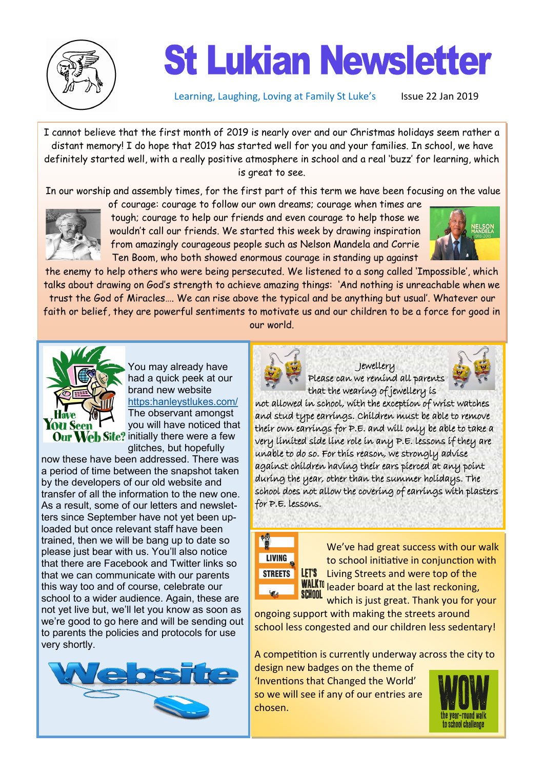# St Lukian Newsletter

Learning, Laughing, Loving at Family St Luke's    Issue 22 Jan 2019

I cannot believe that the first month of 2019 is nearly over and our Christmas holidays seem rather a distant memory! I do hope that 2019 has started well for you and your families. In school, we have definitely started well, with a really positive atmosphere in school and a real 'buzz' for learning, which is great to see.

In our worship and assembly times, for the first part of this term we have been focusing on the value of courage: courage to follow our own dreams; courage when times are tough; courage to help our friends and even courage to help those we wouldn't call our friends. We started this week by drawing inspiration from amazingly courageous people such as Nelson Mandela and Corrie Ten Boom, who both showed enormous courage in standing up against the enemy to help others who were being persecuted. We listened to a song called 'Impossible', which talks about drawing on God's strength to achieve amazing things: 'And nothing is unreachable when we trust the God of Miracles…. We can rise above the typical and be anything but usual'. Whatever our faith or belief, they are powerful sentiments to motivate us and our children to be a force for good in our world.

## Have You Seen Our Web Site?

You may already have had a quick peek at our brand new website https:hanleystlukes.com/ The observant amongst you will have noticed that initially there were a few glitches, but hopefully now these have been addressed. There was a period of time between the snapshot taken by the developers of our old website and transfer of all the information to the new one. As a result, some of our letters and newsletters since September have not yet been uploaded but once relevant staff have been trained, then we will be bang up to date so please just bear with us. You'll also notice that there are Facebook and Twitter links so that we can communicate with our parents this way too and of course, celebrate our school to a wider audience. Again, these are not yet live but, we'll let you know as soon as we're good to go here and will be sending out to parents the policies and protocols for use very shortly.

## Jewellery

Please can we remind all parents that the wearing of jewellery is not allowed in school, with the exception of wrist watches and stud type earrings. Children must be able to remove their own earrings for P.E. and will only be able to take a very limited side line role in any P.E. lessons if they are unable to do so. For this reason, we strongly advise against children having their ears pierced at any point during the year, other than the summer holidays. The school does not allow the covering of earrings with plasters for P.E. lessons.

## Living Streets – Let's Walk to School

We've had great success with our walk to school initiative in conjunction with Living Streets and were top of the leader board at the last reckoning, which is just great. Thank you for your ongoing support with making the streets around school less congested and our children less sedentary!

A competition is currently underway across the city to design new badges on the theme of 'Inventions that Changed the World' so we will see if any of our entries are chosen.

WOW the year-round walk to school challenge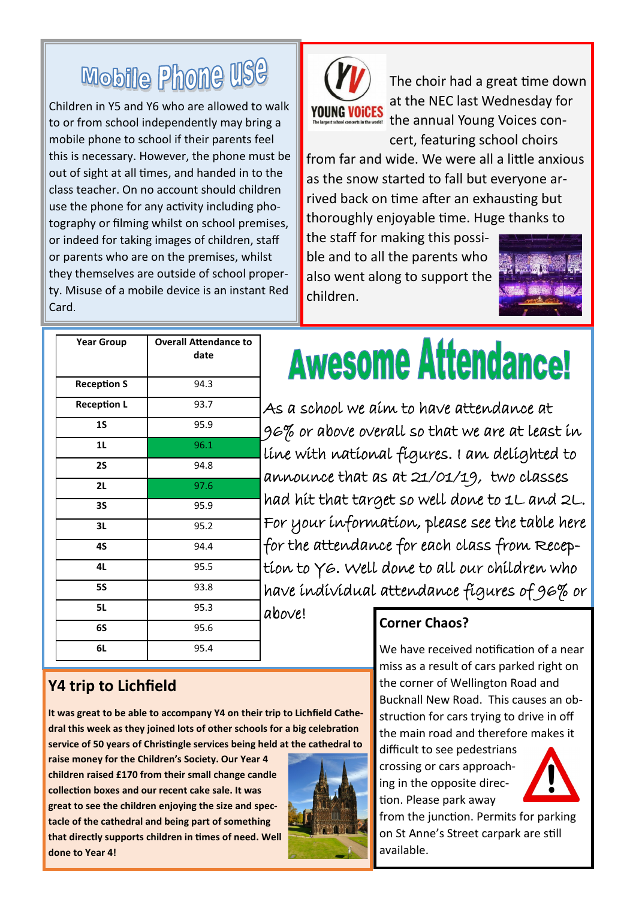## Mobile Phone use

Children in Y5 and Y6 who are allowed to walk to or from school independently may bring a mobile phone to school if their parents feel this is necessary. However, the phone must be out of sight at all times, and handed in to the class teacher. On no account should children use the phone for any activity including photography or filming whilst on school premises, or indeed for taking images of children, staff or parents who are on the premises, whilst they themselves are outside of school property. Misuse of a mobile device is an instant Red Card.

The choir had a great time down at the NEC last Wednesday for the annual Young Voices concert, featuring school choirs from far and wide. We were all a little anxious as the snow started to fall but everyone arrived back on time after an exhausting but thoroughly enjoyable time. Huge thanks to the staff for making this possible and to all the parents who also went along to support the children.

## Awesome Attendance!

| Year Group | Overall Attendance to date |
|---|---|
| Reception S | 94.3 |
| Reception L | 93.7 |
| 1S | 95.9 |
| 1L | 96.1 |
| 2S | 94.8 |
| 2L | 97.6 |
| 3S | 95.9 |
| 3L | 95.2 |
| 4S | 94.4 |
| 4L | 95.5 |
| 5S | 93.8 |
| 5L | 95.3 |
| 6S | 95.6 |
| 6L | 95.4 |

As a school we aim to have attendance at 96% or above overall so that we are at least in line with national figures. I am delighted to announce that as at 21/01/19, two classes had hit that target so well done to 1L and 2L. For your information, please see the table here for the attendance for each class from Reception to Y6. Well done to all our children who have individual attendance figures of 96% or above!

### Corner Chaos?

We have received notification of a near miss as a result of cars parked right on the corner of Wellington Road and Bucknall New Road. This causes an obstruction for cars trying to drive in off the main road and therefore makes it difficult to see pedestrians crossing or cars approaching in the opposite direction. Please park away from the junction. Permits for parking on St Anne's Street carpark are still available.

### Y4 trip to Lichfield

**It was great to be able to accompany Y4 on their trip to Lichfield Cathedral this week as they joined lots of other schools for a big celebration service of 50 years of Christingle services being held at the cathedral to raise money for the Children's Society. Our Year 4 children raised £170 from their small change candle collection boxes and our recent cake sale. It was great to see the children enjoying the size and spectacle of the cathedral and being part of something that directly supports children in times of need. Well done to Year 4!**